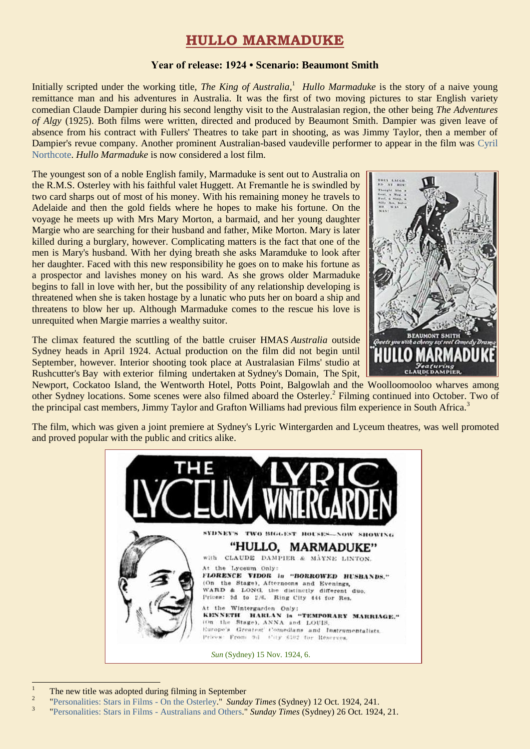# HULLO MARMADUKE

**Year of release: 1924 • Scenario: Beaumont Smith**

Initially scripted under the working title, *The King of Australia*,[1] *Hullo Marmaduke* is the story of a naive young remittance man and his adventures in Australia. It was the first of two moving pictures to star English variety comedian Claude Dampier during his second lengthy visit to the Australasian region, the other being *The Adventures of Algy* (1925). Both films were written, directed and produced by Beaumont Smith. Dampier was given leave of absence from his contract with Fullers' Theatres to take part in shooting, as was Jimmy Taylor, then a member of Dampier's revue company. Another prominent Australian-based vaudeville performer to appear in the film was Cyril Northcote. *Hullo Marmaduke* is now considered a lost film.

The youngest son of a noble English family, Marmaduke is sent out to Australia on the R.M.S. Osterley with his faithful valet Huggett. At Fremantle he is swindled by two card sharps out of most of his money. With his remaining money he travels to Adelaide and then the gold fields where he hopes to make his fortune. On the voyage he meets up with Mrs Mary Morton, a barmaid, and her young daughter Margie who are searching for their husband and father, Mike Morton. Mary is later killed during a burglary, however. Complicating matters is the fact that one of the men is Mary's husband. With her dying breath she asks Maramduke to look after her daughter. Faced with this new responsibility he goes on to make his fortune as a prospector and lavishes money on his ward. As she grows older Marmaduke begins to fall in love with her, but the possibility of any relationship developing is threatened when she is taken hostage by a lunatic who puts her on board a ship and threatens to blow her up. Although Marmaduke comes to the rescue his love is unrequited when Margie marries a wealthy suitor.

The climax featured the scuttling of the battle cruiser HMAS *Australia* outside Sydney heads in April 1924. Actual production on the film did not begin until September, however. Interior shooting took place at Australasian Films' studio at Rushcutter's Bay with exterior filming undertaken at Sydney's Domain, The Spit, Newport, Cockatoo Island, the Wentworth Hotel, Potts Point, Balgowlah and the Woolloomooloo wharves among other Sydney locations. Some scenes were also filmed aboard the Osterley.[2] Filming continued into October. Two of the principal cast members, Jimmy Taylor and Grafton Williams had previous film experience in South Africa.[3]

The film, which was given a joint premiere at Sydney's Lyric Wintergarden and Lyceum theatres, was well promoted and proved popular with the public and critics alike.

*Sun* (Sydney) 15 Nov. 1924, 6.

---

[1] The new title was adopted during filming in September

[2] "Personalities: Stars in Films - On the Osterley." *Sunday Times* (Sydney) 12 Oct. 1924, 241.

[3] "Personalities: Stars in Films - Australians and Others." *Sunday Times* (Sydney) 26 Oct. 1924, 21.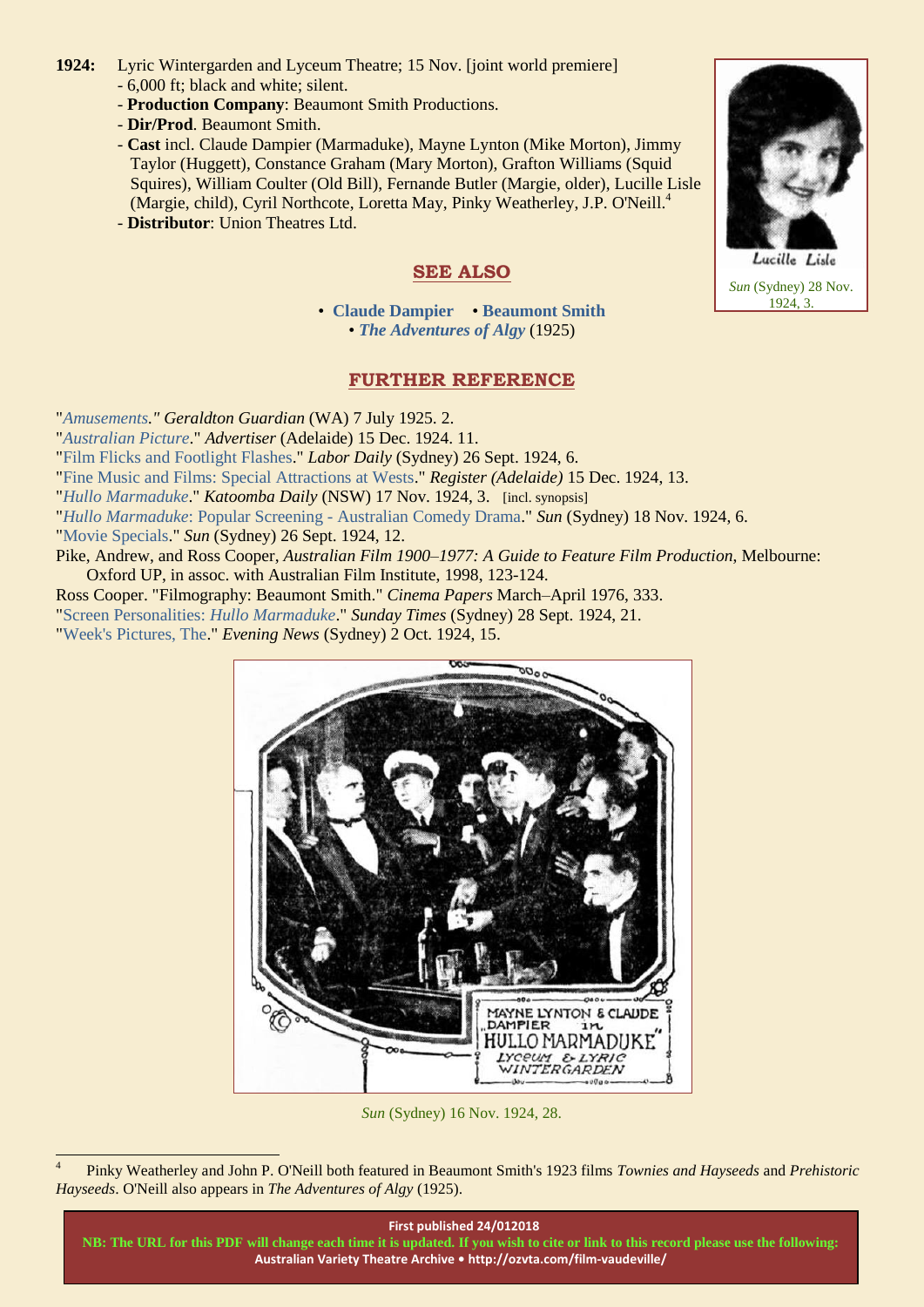**1924:** Lyric Wintergarden and Lyceum Theatre; 15 Nov. [joint world premiere]

- 6,000 ft; black and white; silent.
- **Production Company**: Beaumont Smith Productions.
- **Dir/Prod**. Beaumont Smith.
- **Cast** incl. Claude Dampier (Marmaduke), Mayne Lynton (Mike Morton), Jimmy Taylor (Huggett), Constance Graham (Mary Morton), Grafton Williams (Squid Squires), William Coulter (Old Bill), Fernande Butler (Margie, older), Lucille Lisle (Margie, child), Cyril Northcote, Loretta May, Pinky Weatherley, J.P. O'Neill.[4]
- **Distributor**: Union Theatres Ltd.

Lucille Lisle

*Sun* (Sydney) 28 Nov. 1924, 3.

## SEE ALSO

• **Claude Dampier** • **Beaumont Smith**
• ***The Adventures of Algy*** (1925)

## FURTHER REFERENCE

"*Amusements*." *Geraldton Guardian* (WA) 7 July 1925. 2.
"Australian Picture." *Advertiser* (Adelaide) 15 Dec. 1924. 11.
"Film Flicks and Footlight Flashes." *Labor Daily* (Sydney) 26 Sept. 1924, 6.
"Fine Music and Films: Special Attractions at Wests." *Register (Adelaide)* 15 Dec. 1924, 13.
"*Hullo Marmaduke*." *Katoomba Daily* (NSW) 17 Nov. 1924, 3. [incl. synopsis]
"*Hullo Marmaduke*: Popular Screening - Australian Comedy Drama." *Sun* (Sydney) 18 Nov. 1924, 6.
"Movie Specials." *Sun* (Sydney) 26 Sept. 1924, 12.
Pike, Andrew, and Ross Cooper, *Australian Film 1900–1977: A Guide to Feature Film Production*, Melbourne: Oxford UP, in assoc. with Australian Film Institute, 1998, 123-124.
Ross Cooper. "Filmography: Beaumont Smith." *Cinema Papers* March–April 1976, 333.
"Screen Personalities: *Hullo Marmaduke*." *Sunday Times* (Sydney) 28 Sept. 1924, 21.
"Week's Pictures, The." *Evening News* (Sydney) 2 Oct. 1924, 15.

MAYNE LYNTON & CLAUDE DAMPIER IN "HULLO MARMADUKE" LYCEUM & LYRIC WINTERGARDEN

*Sun* (Sydney) 16 Nov. 1924, 28.

[4] Pinky Weatherley and John P. O'Neill both featured in Beaumont Smith's 1923 films *Townies and Hayseeds* and *Prehistoric Hayseeds*. O'Neill also appears in *The Adventures of Algy* (1925).

**First published 24/012018**
**NB: The URL for this PDF will change each time it is updated. If you wish to cite or link to this record please use the following:**
**Australian Variety Theatre Archive • http://ozvta.com/film-vaudeville/**